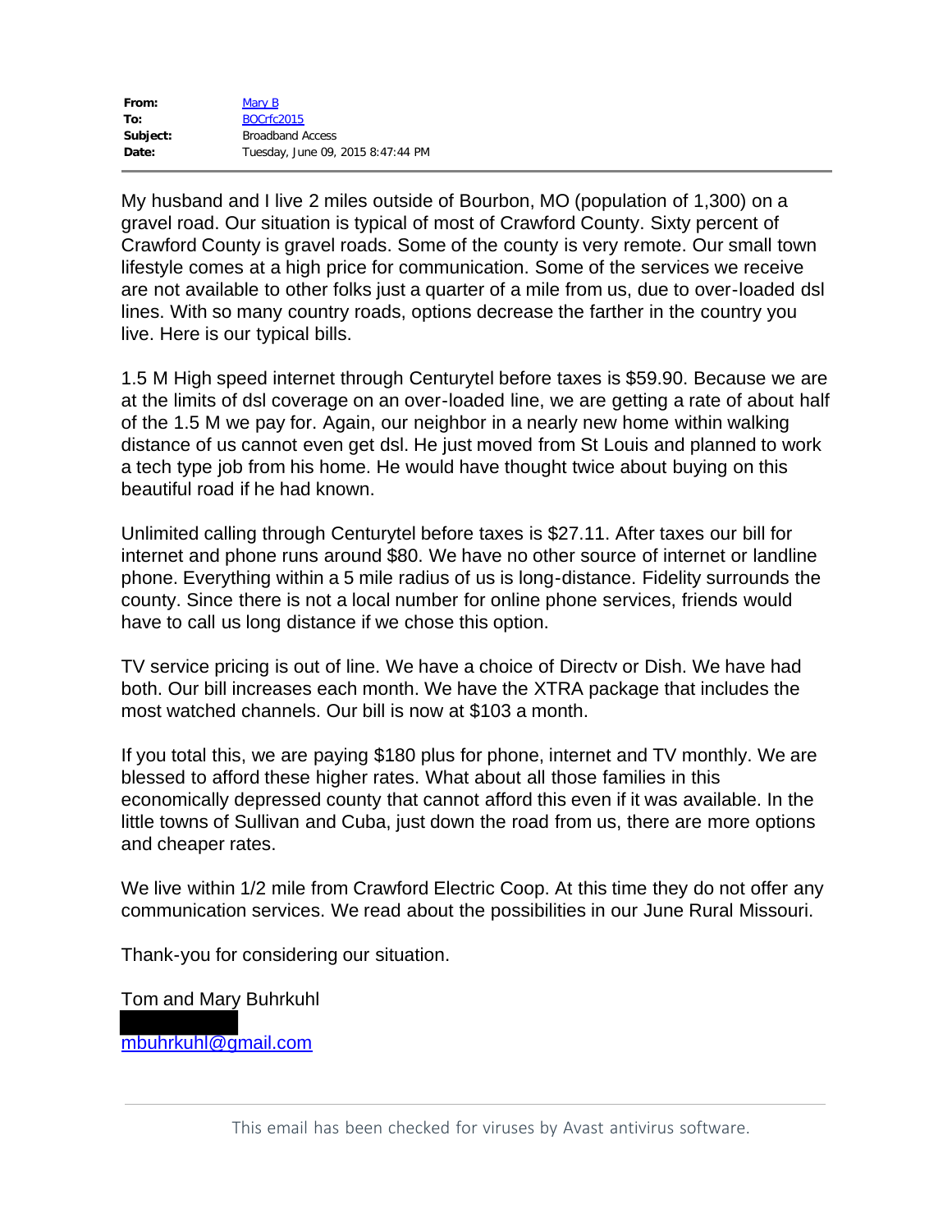| | |
|---|---|
| **From:** | Mary B |
| **To:** | BOCrfc2015 |
| **Subject:** | Broadband Access |
| **Date:** | Tuesday, June 09, 2015 8:47:44 PM |

---

My husband and I live 2 miles outside of Bourbon, MO (population of 1,300) on a gravel road. Our situation is typical of most of Crawford County. Sixty percent of Crawford County is gravel roads. Some of the county is very remote. Our small town lifestyle comes at a high price for communication. Some of the services we receive are not available to other folks just a quarter of a mile from us, due to over-loaded dsl lines. With so many country roads, options decrease the farther in the country you live. Here is our typical bills.

1.5 M High speed internet through Centurytel before taxes is $59.90. Because we are at the limits of dsl coverage on an over-loaded line, we are getting a rate of about half of the 1.5 M we pay for. Again, our neighbor in a nearly new home within walking distance of us cannot even get dsl. He just moved from St Louis and planned to work a tech type job from his home. He would have thought twice about buying on this beautiful road if he had known.

Unlimited calling through Centurytel before taxes is $27.11. After taxes our bill for internet and phone runs around $80. We have no other source of internet or landline phone. Everything within a 5 mile radius of us is long-distance. Fidelity surrounds the county. Since there is not a local number for online phone services, friends would have to call us long distance if we chose this option.

TV service pricing is out of line. We have a choice of Directv or Dish. We have had both. Our bill increases each month. We have the XTRA package that includes the most watched channels. Our bill is now at $103 a month.

If you total this, we are paying $180 plus for phone, internet and TV monthly. We are blessed to afford these higher rates. What about all those families in this economically depressed county that cannot afford this even if it was available. In the little towns of Sullivan and Cuba, just down the road from us, there are more options and cheaper rates.

We live within 1/2 mile from Crawford Electric Coop. At this time they do not offer any communication services. We read about the possibilities in our June Rural Missouri.

Thank-you for considering our situation.

Tom and Mary Buhrkuhl

mbuhrkuhl@gmail.com

---

This email has been checked for viruses by Avast antivirus software.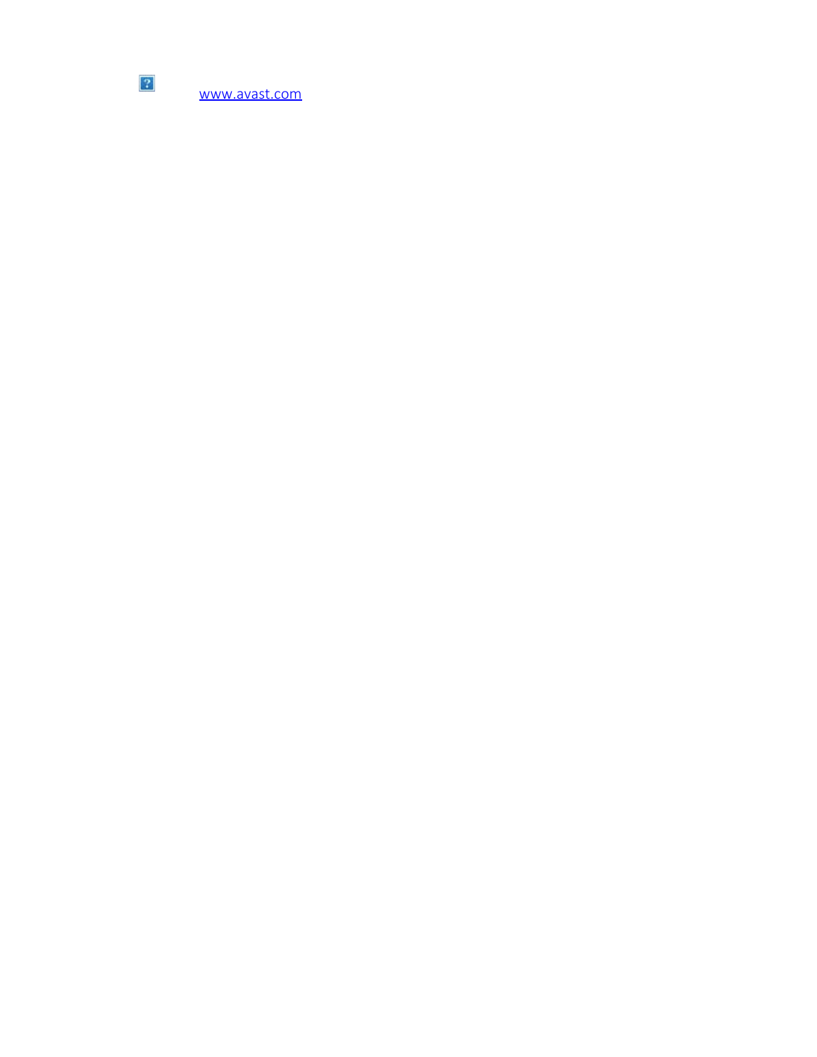[www.avast.com](http://www.avast.com)